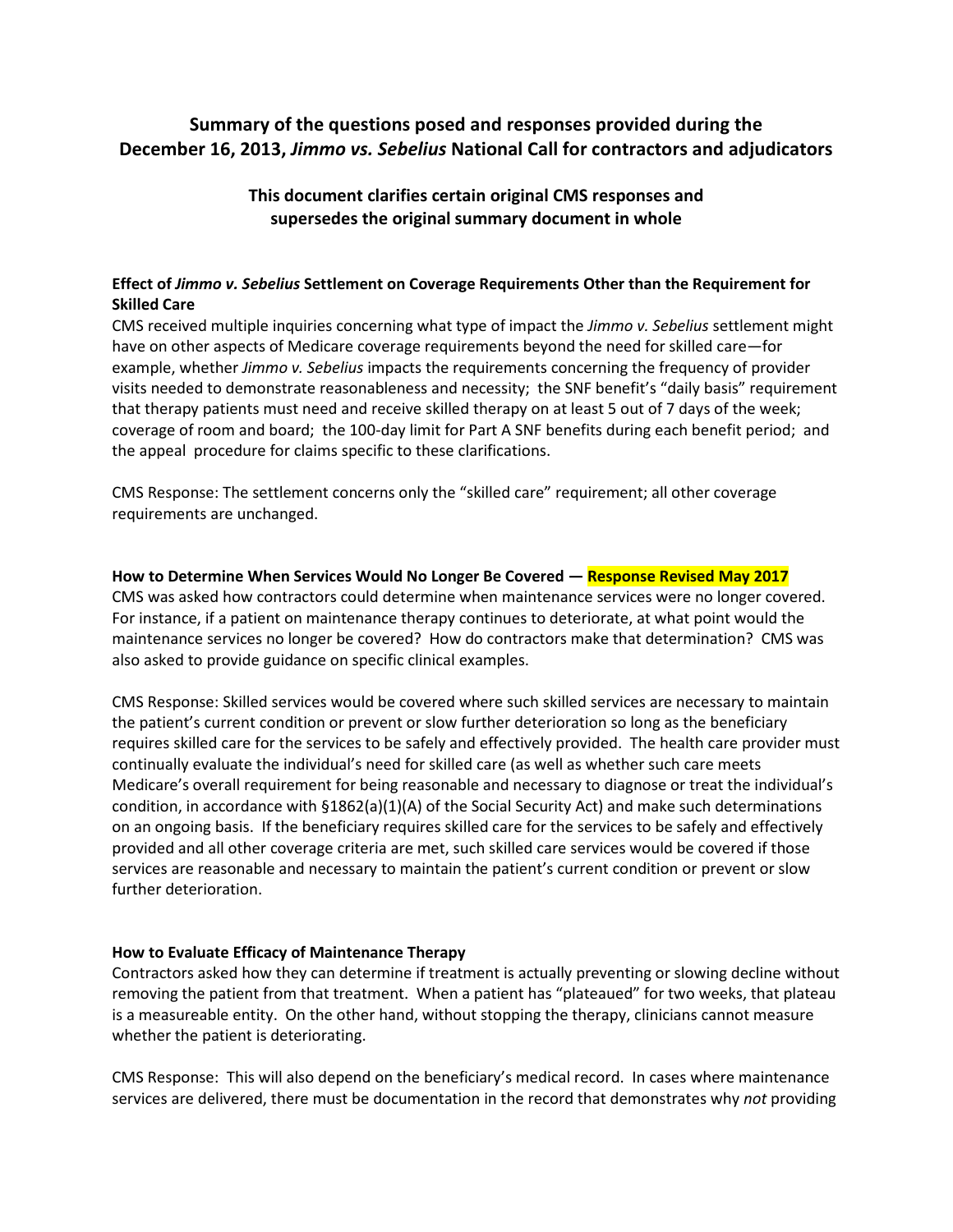# Summary of the questions posed and responses provided during the December 16, 2013, *Jimmo vs. Sebelius* National Call for contractors and adjudicators

## This document clarifies certain original CMS responses and supersedes the original summary document in whole

### Effect of *Jimmo v. Sebelius* Settlement on Coverage Requirements Other than the Requirement for Skilled Care

CMS received multiple inquiries concerning what type of impact the *Jimmo v. Sebelius* settlement might have on other aspects of Medicare coverage requirements beyond the need for skilled care—for example, whether *Jimmo v. Sebelius* impacts the requirements concerning the frequency of provider visits needed to demonstrate reasonableness and necessity; the SNF benefit's "daily basis" requirement that therapy patients must need and receive skilled therapy on at least 5 out of 7 days of the week; coverage of room and board; the 100-day limit for Part A SNF benefits during each benefit period; and the appeal procedure for claims specific to these clarifications.

CMS Response: The settlement concerns only the "skilled care" requirement; all other coverage requirements are unchanged.

### How to Determine When Services Would No Longer Be Covered — Response Revised May 2017

CMS was asked how contractors could determine when maintenance services were no longer covered. For instance, if a patient on maintenance therapy continues to deteriorate, at what point would the maintenance services no longer be covered? How do contractors make that determination? CMS was also asked to provide guidance on specific clinical examples.

CMS Response: Skilled services would be covered where such skilled services are necessary to maintain the patient's current condition or prevent or slow further deterioration so long as the beneficiary requires skilled care for the services to be safely and effectively provided. The health care provider must continually evaluate the individual's need for skilled care (as well as whether such care meets Medicare's overall requirement for being reasonable and necessary to diagnose or treat the individual's condition, in accordance with §1862(a)(1)(A) of the Social Security Act) and make such determinations on an ongoing basis. If the beneficiary requires skilled care for the services to be safely and effectively provided and all other coverage criteria are met, such skilled care services would be covered if those services are reasonable and necessary to maintain the patient's current condition or prevent or slow further deterioration.

### How to Evaluate Efficacy of Maintenance Therapy

Contractors asked how they can determine if treatment is actually preventing or slowing decline without removing the patient from that treatment. When a patient has "plateaued" for two weeks, that plateau is a measureable entity. On the other hand, without stopping the therapy, clinicians cannot measure whether the patient is deteriorating.

CMS Response: This will also depend on the beneficiary's medical record. In cases where maintenance services are delivered, there must be documentation in the record that demonstrates why *not* providing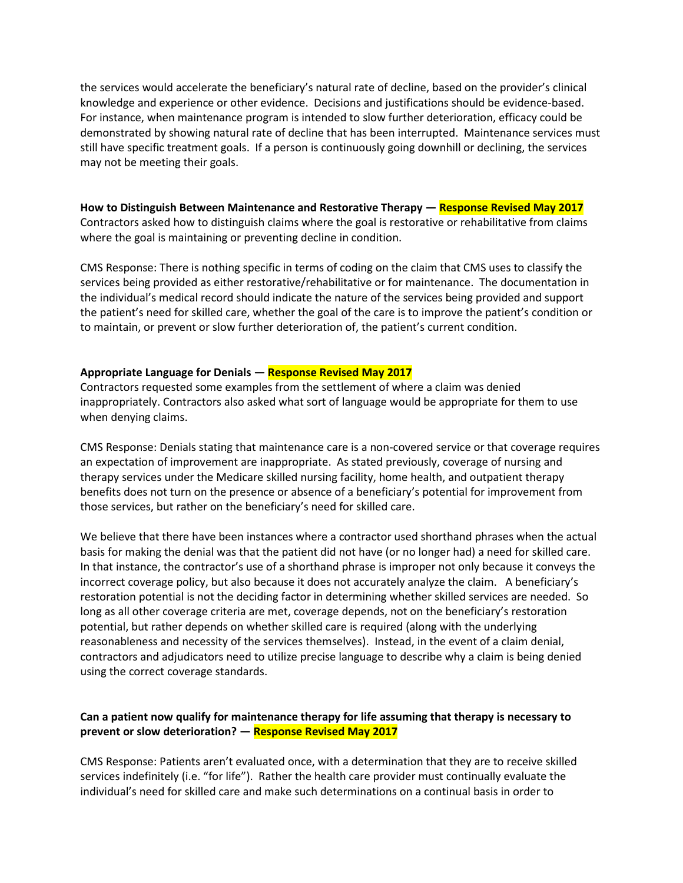the services would accelerate the beneficiary's natural rate of decline, based on the provider's clinical knowledge and experience or other evidence. Decisions and justifications should be evidence-based. For instance, when maintenance program is intended to slow further deterioration, efficacy could be demonstrated by showing natural rate of decline that has been interrupted. Maintenance services must still have specific treatment goals. If a person is continuously going downhill or declining, the services may not be meeting their goals.

**How to Distinguish Between Maintenance and Restorative Therapy — Response Revised May 2017**

Contractors asked how to distinguish claims where the goal is restorative or rehabilitative from claims where the goal is maintaining or preventing decline in condition.

CMS Response: There is nothing specific in terms of coding on the claim that CMS uses to classify the services being provided as either restorative/rehabilitative or for maintenance. The documentation in the individual's medical record should indicate the nature of the services being provided and support the patient's need for skilled care, whether the goal of the care is to improve the patient's condition or to maintain, or prevent or slow further deterioration of, the patient's current condition.

**Appropriate Language for Denials — Response Revised May 2017**

Contractors requested some examples from the settlement of where a claim was denied inappropriately. Contractors also asked what sort of language would be appropriate for them to use when denying claims.

CMS Response: Denials stating that maintenance care is a non-covered service or that coverage requires an expectation of improvement are inappropriate. As stated previously, coverage of nursing and therapy services under the Medicare skilled nursing facility, home health, and outpatient therapy benefits does not turn on the presence or absence of a beneficiary's potential for improvement from those services, but rather on the beneficiary's need for skilled care.

We believe that there have been instances where a contractor used shorthand phrases when the actual basis for making the denial was that the patient did not have (or no longer had) a need for skilled care. In that instance, the contractor's use of a shorthand phrase is improper not only because it conveys the incorrect coverage policy, but also because it does not accurately analyze the claim. A beneficiary's restoration potential is not the deciding factor in determining whether skilled services are needed. So long as all other coverage criteria are met, coverage depends, not on the beneficiary's restoration potential, but rather depends on whether skilled care is required (along with the underlying reasonableness and necessity of the services themselves). Instead, in the event of a claim denial, contractors and adjudicators need to utilize precise language to describe why a claim is being denied using the correct coverage standards.

**Can a patient now qualify for maintenance therapy for life assuming that therapy is necessary to prevent or slow deterioration? — Response Revised May 2017**

CMS Response: Patients aren't evaluated once, with a determination that they are to receive skilled services indefinitely (i.e. "for life"). Rather the health care provider must continually evaluate the individual's need for skilled care and make such determinations on a continual basis in order to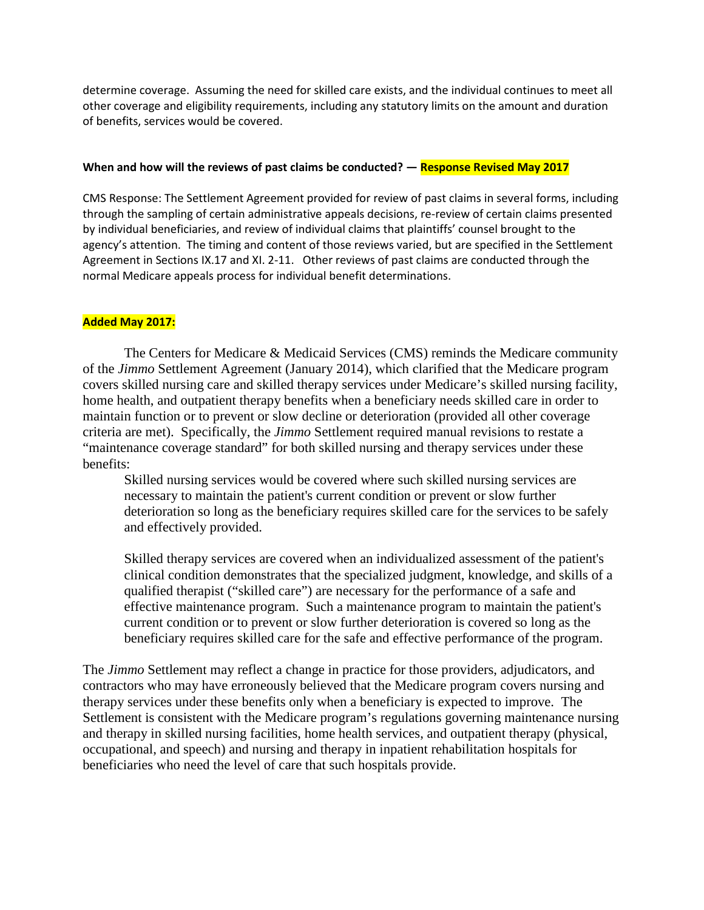determine coverage. Assuming the need for skilled care exists, and the individual continues to meet all other coverage and eligibility requirements, including any statutory limits on the amount and duration of benefits, services would be covered.

**When and how will the reviews of past claims be conducted? — Response Revised May 2017**

CMS Response: The Settlement Agreement provided for review of past claims in several forms, including through the sampling of certain administrative appeals decisions, re-review of certain claims presented by individual beneficiaries, and review of individual claims that plaintiffs' counsel brought to the agency's attention. The timing and content of those reviews varied, but are specified in the Settlement Agreement in Sections IX.17 and XI. 2-11. Other reviews of past claims are conducted through the normal Medicare appeals process for individual benefit determinations.

**Added May 2017:**

The Centers for Medicare & Medicaid Services (CMS) reminds the Medicare community of the *Jimmo* Settlement Agreement (January 2014), which clarified that the Medicare program covers skilled nursing care and skilled therapy services under Medicare's skilled nursing facility, home health, and outpatient therapy benefits when a beneficiary needs skilled care in order to maintain function or to prevent or slow decline or deterioration (provided all other coverage criteria are met). Specifically, the *Jimmo* Settlement required manual revisions to restate a "maintenance coverage standard" for both skilled nursing and therapy services under these benefits:

> Skilled nursing services would be covered where such skilled nursing services are necessary to maintain the patient's current condition or prevent or slow further deterioration so long as the beneficiary requires skilled care for the services to be safely and effectively provided.
>
> Skilled therapy services are covered when an individualized assessment of the patient's clinical condition demonstrates that the specialized judgment, knowledge, and skills of a qualified therapist ("skilled care") are necessary for the performance of a safe and effective maintenance program. Such a maintenance program to maintain the patient's current condition or to prevent or slow further deterioration is covered so long as the beneficiary requires skilled care for the safe and effective performance of the program.

The *Jimmo* Settlement may reflect a change in practice for those providers, adjudicators, and contractors who may have erroneously believed that the Medicare program covers nursing and therapy services under these benefits only when a beneficiary is expected to improve. The Settlement is consistent with the Medicare program's regulations governing maintenance nursing and therapy in skilled nursing facilities, home health services, and outpatient therapy (physical, occupational, and speech) and nursing and therapy in inpatient rehabilitation hospitals for beneficiaries who need the level of care that such hospitals provide.